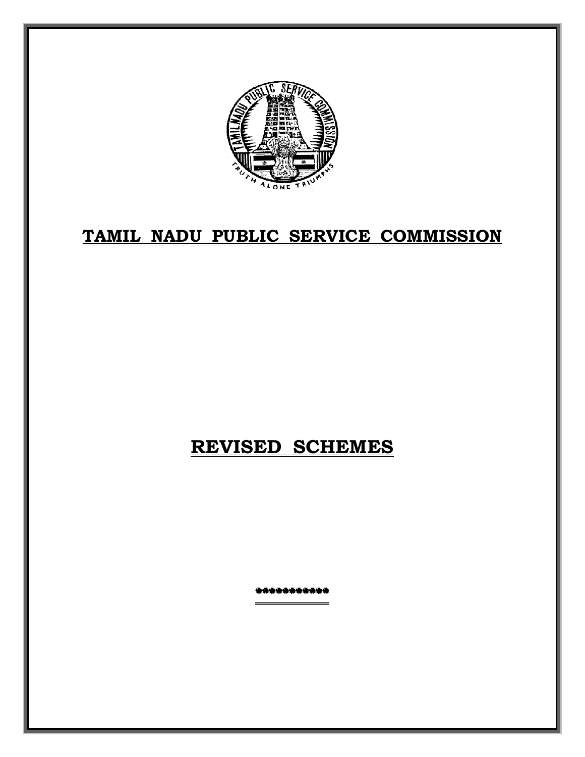# TAMIL NADU PUBLIC SERVICE COMMISSION

# REVISED SCHEMES

\*\*\*\*\*\*\*\*\*\*\*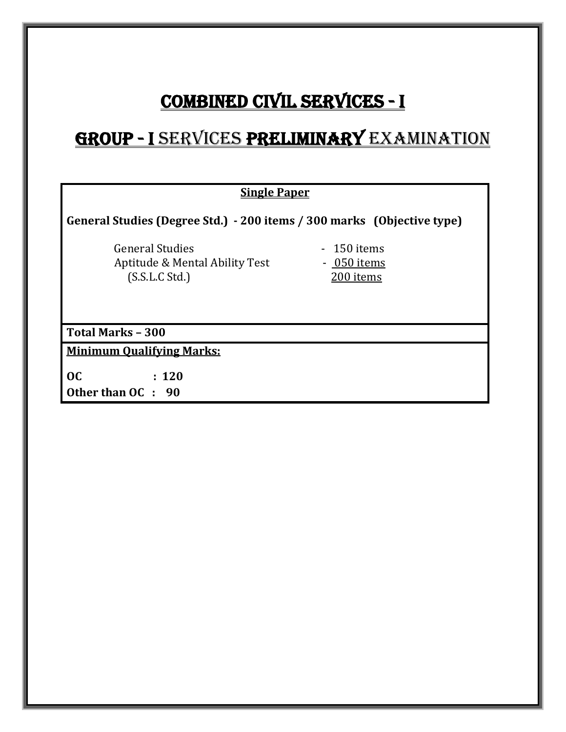# COMBINED CIVIL SERVICES - I

## GROUP - I SERVICES PRELIMINARY EXAMINATION

**Single Paper**

**General Studies (Degree Std.) - 200 items / 300 marks (Objective type)**

| | |
|---|---|
| General Studies | - 150 items |
| Aptitude & Mental Ability Test (S.S.L.C Std.) | - 050 items |
| | 200 items |

**Total Marks – 300**

**Minimum Qualifying Marks:**

**OC : 120**

**Other than OC : 90**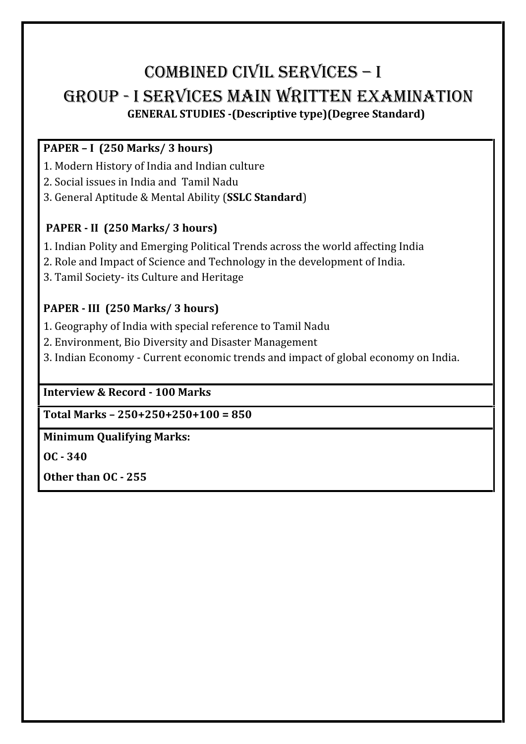# COMBINED CIVIL SERVICES – I

# GROUP - I SERVICES MAIN WRITTEN EXAMINATION

**GENERAL STUDIES -(Descriptive type)(Degree Standard)**

**PAPER – I (250 Marks/ 3 hours)**

1. Modern History of India and Indian culture
2. Social issues in India and Tamil Nadu
3. General Aptitude & Mental Ability (**SSLC Standard**)

**PAPER - II (250 Marks/ 3 hours)**

1. Indian Polity and Emerging Political Trends across the world affecting India
2. Role and Impact of Science and Technology in the development of India.
3. Tamil Society- its Culture and Heritage

**PAPER - III (250 Marks/ 3 hours)**

1. Geography of India with special reference to Tamil Nadu
2. Environment, Bio Diversity and Disaster Management
3. Indian Economy - Current economic trends and impact of global economy on India.

**Interview & Record - 100 Marks**

**Total Marks – 250+250+250+100 = 850**

**Minimum Qualifying Marks:**

**OC - 340**

**Other than OC - 255**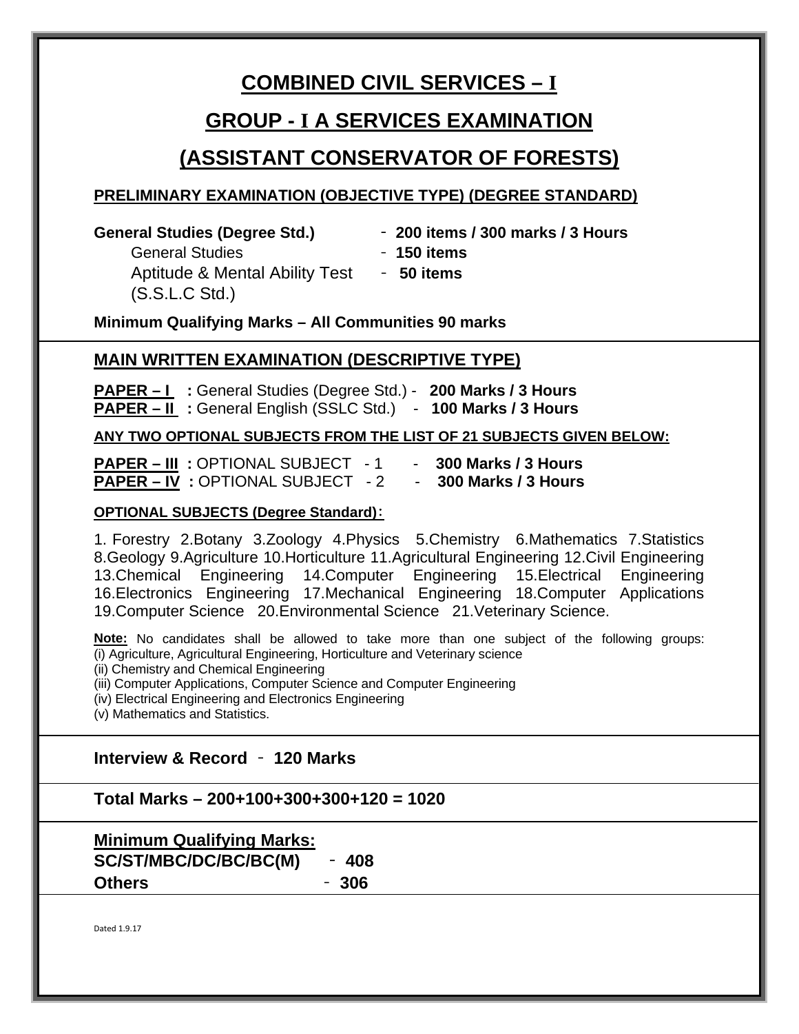# COMBINED CIVIL SERVICES – I

# GROUP - I A SERVICES EXAMINATION

# (ASSISTANT CONSERVATOR OF FORESTS)

**PRELIMINARY EXAMINATION (OBJECTIVE TYPE) (DEGREE STANDARD)**

**General Studies (Degree Std.)** - **200 items / 300 marks / 3 Hours**

General Studies - **150 items**

Aptitude & Mental Ability Test (S.S.L.C Std.) - **50 items**

**Minimum Qualifying Marks – All Communities 90 marks**

---

## MAIN WRITTEN EXAMINATION (DESCRIPTIVE TYPE)

**PAPER – I :** General Studies (Degree Std.) - **200 Marks / 3 Hours**
**PAPER – II :** General English (SSLC Std.) - **100 Marks / 3 Hours**

**ANY TWO OPTIONAL SUBJECTS FROM THE LIST OF 21 SUBJECTS GIVEN BELOW:**

**PAPER – III :** OPTIONAL SUBJECT - 1 - **300 Marks / 3 Hours**
**PAPER – IV :** OPTIONAL SUBJECT - 2 - **300 Marks / 3 Hours**

**OPTIONAL SUBJECTS (Degree Standard):**

1. Forestry 2.Botany 3.Zoology 4.Physics 5.Chemistry 6.Mathematics 7.Statistics 8.Geology 9.Agriculture 10.Horticulture 11.Agricultural Engineering 12.Civil Engineering 13.Chemical Engineering 14.Computer Engineering 15.Electrical Engineering 16.Electronics Engineering 17.Mechanical Engineering 18.Computer Applications 19.Computer Science 20.Environmental Science 21.Veterinary Science.

**Note:** No candidates shall be allowed to take more than one subject of the following groups:
(i) Agriculture, Agricultural Engineering, Horticulture and Veterinary science
(ii) Chemistry and Chemical Engineering
(iii) Computer Applications, Computer Science and Computer Engineering
(iv) Electrical Engineering and Electronics Engineering
(v) Mathematics and Statistics.

---

**Interview & Record** - **120 Marks**

---

**Total Marks – 200+100+300+300+120 = 1020**

---

**Minimum Qualifying Marks:**

**SC/ST/MBC/DC/BC/BC(M)** - **408**

**Others** - **306**

---

Dated 1.9.17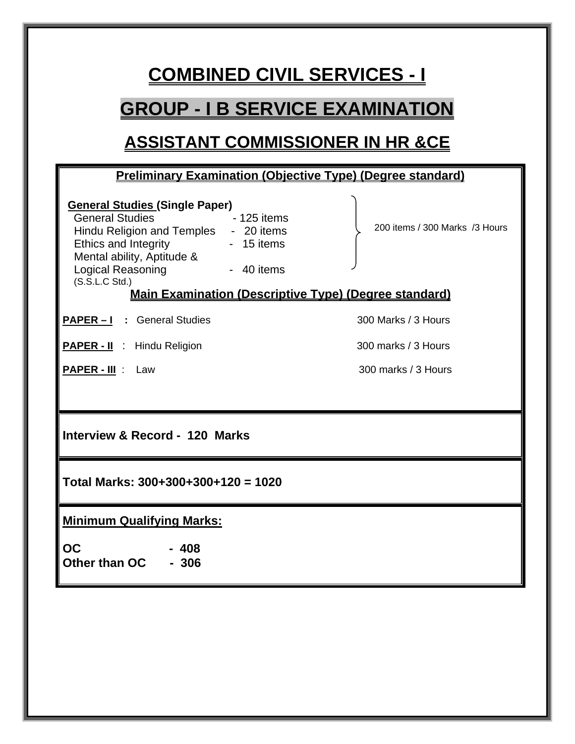# COMBINED CIVIL SERVICES - I

# GROUP - I B SERVICE EXAMINATION

# ASSISTANT COMMISSIONER IN HR &CE

**Preliminary Examination (Objective Type) (Degree standard)**

**General Studies (Single Paper)**

| Subject | Items | |
|---|---|---|
| General Studies | - 125 items | 200 items / 300 Marks /3 Hours |
| Hindu Religion and Temples | - 20 items | |
| Ethics and Integrity | - 15 items | |
| Mental ability, Aptitude & Logical Reasoning (S.S.L.C Std.) | - 40 items | |

**Main Examination (Descriptive Type) (Degree standard)**

| Paper | Subject | Marks / Duration |
|---|---|---|
| **PAPER – I** | General Studies | 300 Marks / 3 Hours |
| **PAPER - II** | Hindu Religion | 300 marks / 3 Hours |
| **PAPER - III** | Law | 300 marks / 3 Hours |

**Interview & Record - 120 Marks**

**Total Marks: 300+300+300+120 = 1020**

**Minimum Qualifying Marks:**

**OC - 408**
**Other than OC - 306**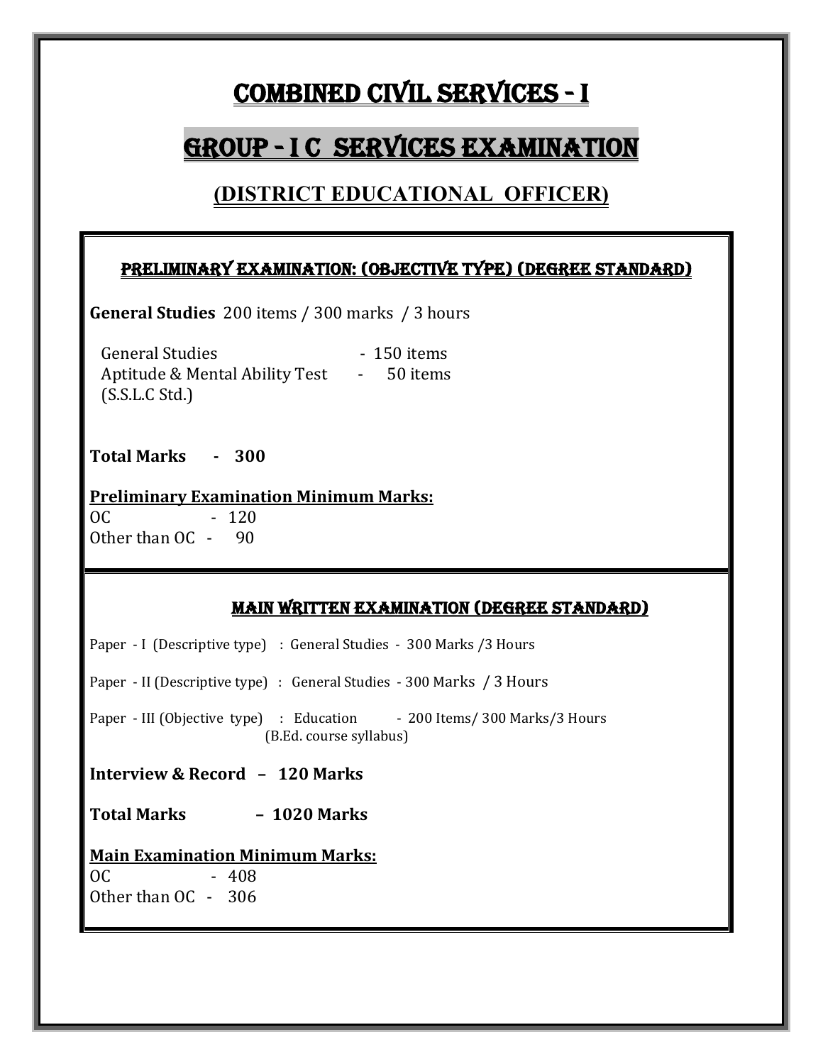# COMBINED CIVIL SERVICES - I

# GROUP - I C SERVICES EXAMINATION

## (DISTRICT EDUCATIONAL OFFICER)

### PRELIMINARY EXAMINATION: (OBJECTIVE TYPE) (DEGREE STANDARD)

**General Studies** 200 items / 300 marks / 3 hours

General Studies - 150 items
Aptitude & Mental Ability Test - 50 items
(S.S.L.C Std.)

**Total Marks - 300**

**Preliminary Examination Minimum Marks:**

OC - 120
Other than OC - 90

### MAIN WRITTEN EXAMINATION (DEGREE STANDARD)

Paper - I (Descriptive type) : General Studies - 300 Marks /3 Hours

Paper - II (Descriptive type) : General Studies - 300 Marks / 3 Hours

Paper - III (Objective type) : Education - 200 Items/ 300 Marks/3 Hours
(B.Ed. course syllabus)

**Interview & Record – 120 Marks**

**Total Marks – 1020 Marks**

**Main Examination Minimum Marks:**

OC - 408
Other than OC - 306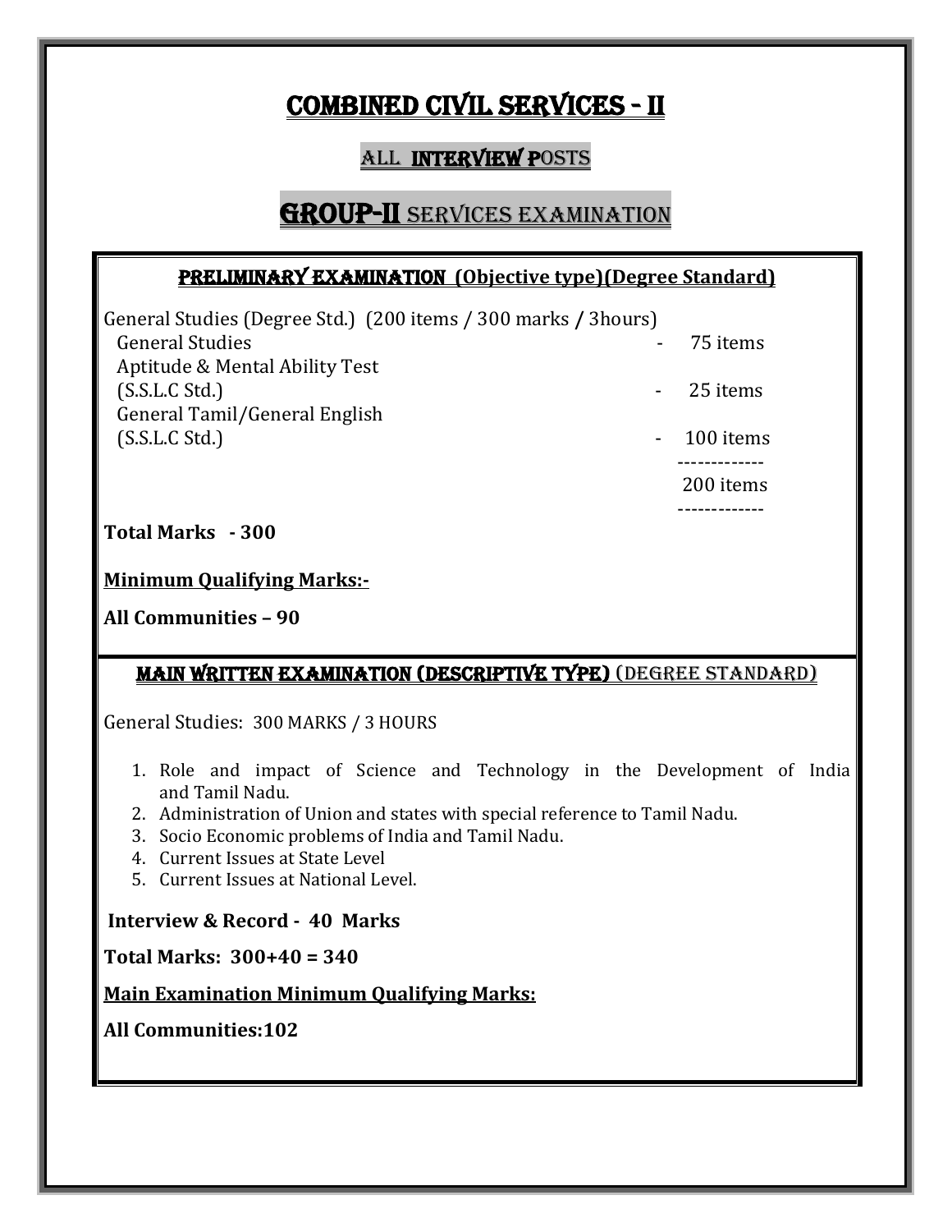# COMBINED CIVIL SERVICES - II

## ALL INTERVIEW POSTS

## GROUP-II SERVICES EXAMINATION

### PRELIMINARY EXAMINATION (Objective type)(Degree Standard)

General Studies (Degree Std.) (200 items / 300 marks / 3hours)

| | | |
|---|---|---|
| General Studies | - | 75 items |
| Aptitude & Mental Ability Test (S.S.L.C Std.) | - | 25 items |
| General Tamil/General English (S.S.L.C Std.) | - | 100 items |
| | | 200 items |

**Total Marks - 300**

**Minimum Qualifying Marks:-**

**All Communities – 90**

### MAIN WRITTEN EXAMINATION (DESCRIPTIVE TYPE) (DEGREE STANDARD)

General Studies: 300 MARKS / 3 HOURS

1. Role and impact of Science and Technology in the Development of India and Tamil Nadu.
2. Administration of Union and states with special reference to Tamil Nadu.
3. Socio Economic problems of India and Tamil Nadu.
4. Current Issues at State Level
5. Current Issues at National Level.

**Interview & Record - 40 Marks**

**Total Marks: 300+40 = 340**

**Main Examination Minimum Qualifying Marks:**

**All Communities:102**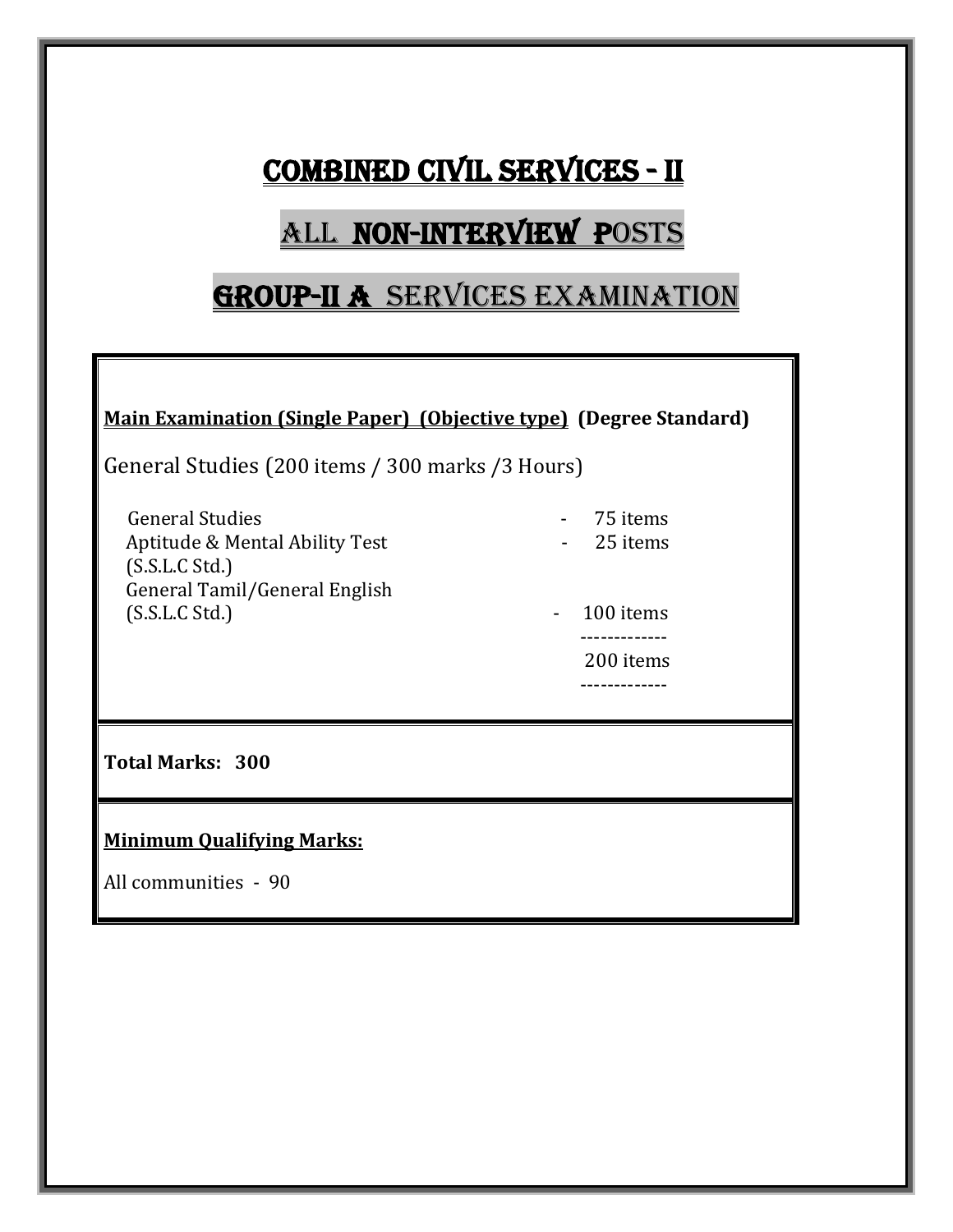# COMBINED CIVIL SERVICES - II

# ALL NON-INTERVIEW POSTS

# GROUP-II A SERVICES EXAMINATION

**Main Examination (Single Paper) (Objective type) (Degree Standard)**

General Studies (200 items / 300 marks /3 Hours)

| | | |
|---|---|---|
| General Studies | - | 75 items |
| Aptitude & Mental Ability Test (S.S.L.C Std.) | - | 25 items |
| General Tamil/General English (S.S.L.C Std.) | - | 100 items |
| | | 200 items |

**Total Marks: 300**

**Minimum Qualifying Marks:**

All communities - 90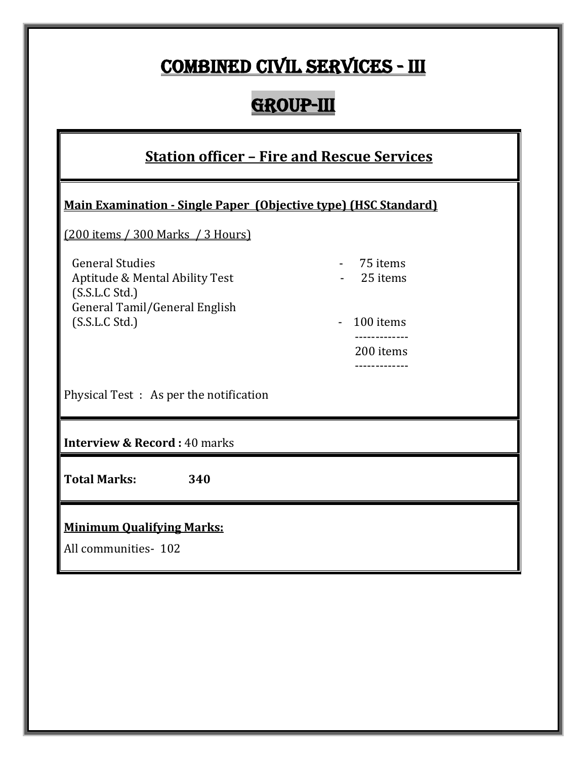# COMBINED CIVIL SERVICES - III

# GROUP-III

## Station officer – Fire and Rescue Services

**Main Examination - Single Paper (Objective type) (HSC Standard)**

(200 items / 300 Marks / 3 Hours)

| | | |
|---|---|---|
| General Studies | - | 75 items |
| Aptitude & Mental Ability Test (S.S.L.C Std.) | - | 25 items |
| General Tamil/General English (S.S.L.C Std.) | - | 100 items |
| | | 200 items |

Physical Test : As per the notification

**Interview & Record :** 40 marks

**Total Marks: 340**

**Minimum Qualifying Marks:**

All communities- 102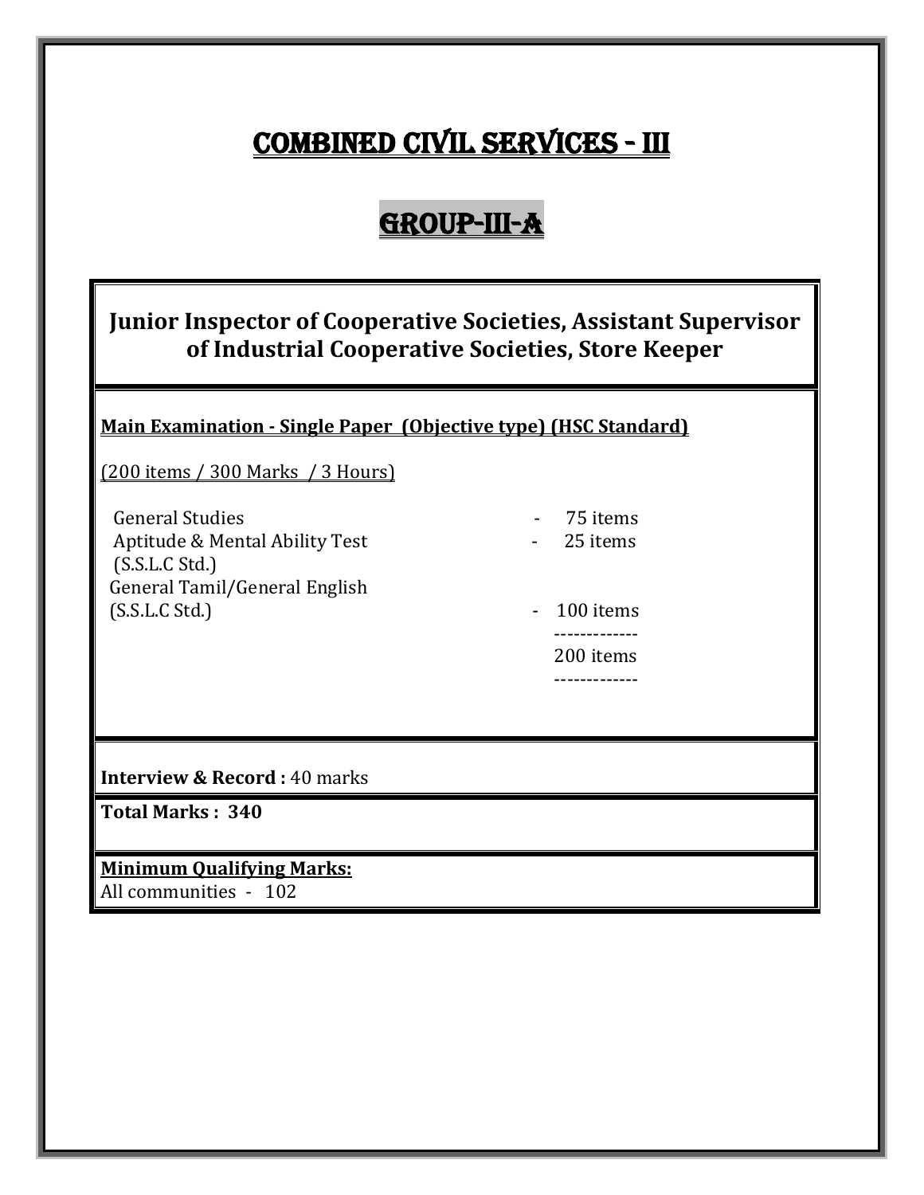# COMBINED CIVIL SERVICES - III

## GROUP-III-A

### Junior Inspector of Cooperative Societies, Assistant Supervisor of Industrial Cooperative Societies, Store Keeper

**Main Examination - Single Paper (Objective type) (HSC Standard)**

(200 items / 300 Marks / 3 Hours)

| | | |
|---|---|---|
| General Studies | - | 75 items |
| Aptitude & Mental Ability Test (S.S.L.C Std.) | - | 25 items |
| General Tamil/General English (S.S.L.C Std.) | - | 100 items |
| | | 200 items |

**Interview & Record :** 40 marks

**Total Marks : 340**

**Minimum Qualifying Marks:**

All communities - 102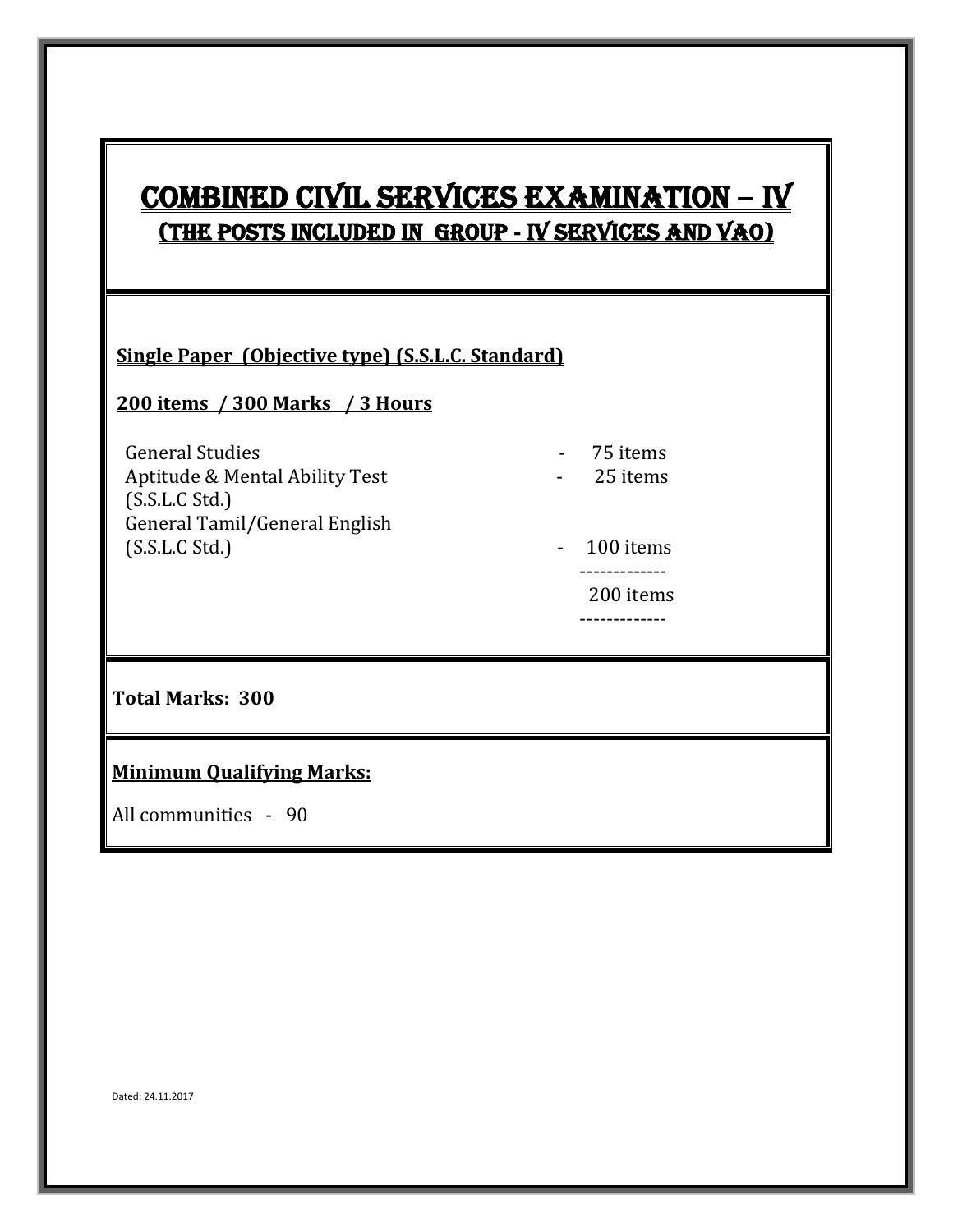# COMBINED CIVIL SERVICES EXAMINATION – IV

## (THE POSTS INCLUDED IN GROUP - IV SERVICES AND VAO)

**Single Paper (Objective type) (S.S.L.C. Standard)**

**200 items / 300 Marks / 3 Hours**

| | | |
|---|---|---|
| General Studies | - | 75 items |
| Aptitude & Mental Ability Test (S.S.L.C Std.) | - | 25 items |
| General Tamil/General English (S.S.L.C Std.) | - | 100 items |
| | | 200 items |

**Total Marks: 300**

**Minimum Qualifying Marks:**

All communities - 90

Dated: 24.11.2017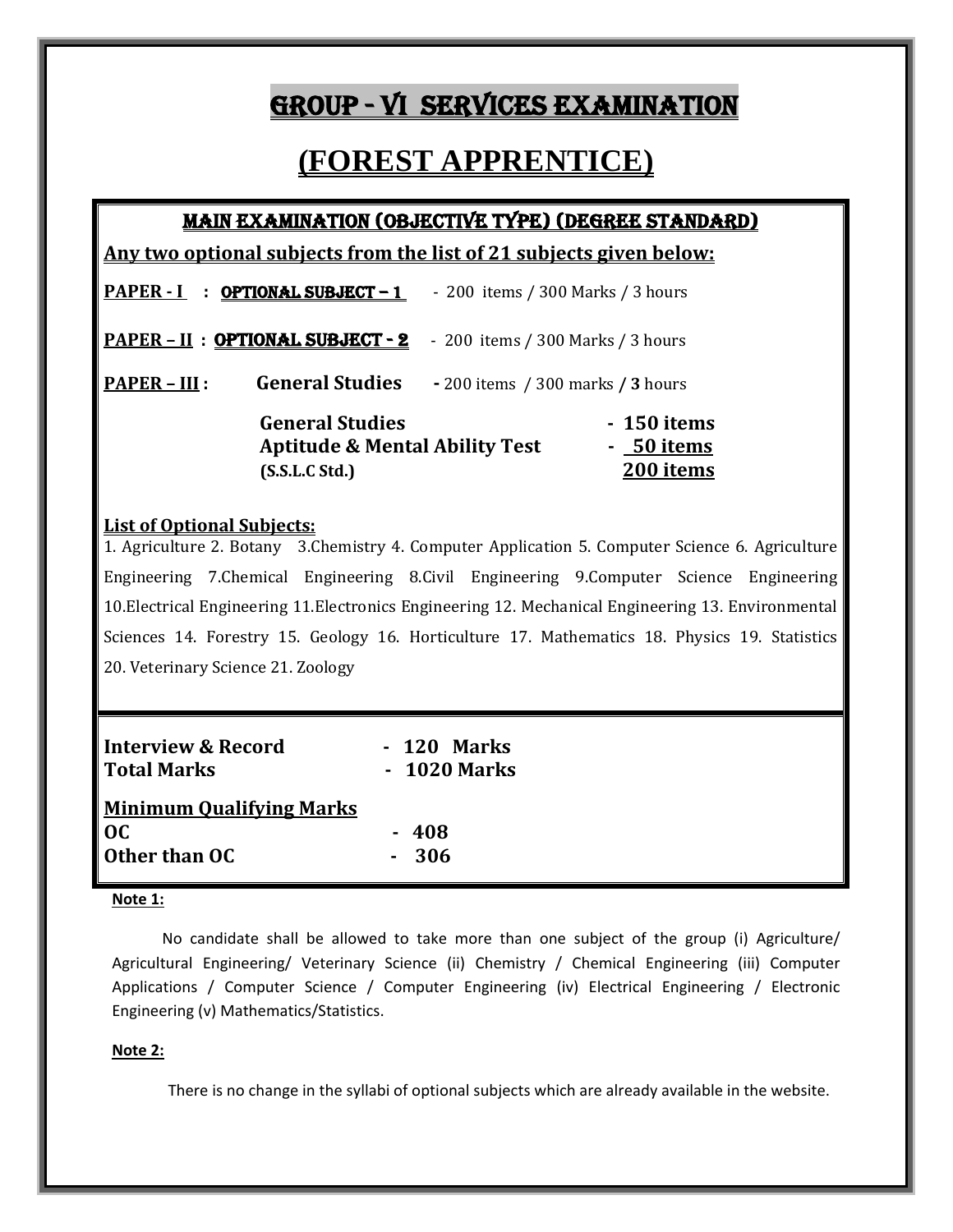# GROUP - VI SERVICES EXAMINATION

# (FOREST APPRENTICE)

## MAIN EXAMINATION (OBJECTIVE TYPE) (DEGREE STANDARD)

**Any two optional subjects from the list of 21 subjects given below:**

**PAPER - I** : **OPTIONAL SUBJECT – 1** - 200 items / 300 Marks / 3 hours

**PAPER – II** : **OPTIONAL SUBJECT - 2** - 200 items / 300 Marks / 3 hours

**PAPER – III** : **General Studies** - 200 items / 300 marks / **3** hours

| | |
|---|---|
| **General Studies** | **- 150 items** |
| **Aptitude & Mental Ability Test (S.S.L.C Std.)** | **- 50 items** |
| | **200 items** |

**List of Optional Subjects:**

1. Agriculture 2. Botany 3.Chemistry 4. Computer Application 5. Computer Science 6. Agriculture Engineering 7.Chemical Engineering 8.Civil Engineering 9.Computer Science Engineering 10.Electrical Engineering 11.Electronics Engineering 12. Mechanical Engineering 13. Environmental Sciences 14. Forestry 15. Geology 16. Horticulture 17. Mathematics 18. Physics 19. Statistics 20. Veterinary Science 21. Zoology

**Interview & Record** - **120 Marks**
**Total Marks** - **1020 Marks**

**Minimum Qualifying Marks**

**OC** - **408**
**Other than OC** - **306**

**Note 1:**

No candidate shall be allowed to take more than one subject of the group (i) Agriculture/ Agricultural Engineering/ Veterinary Science (ii) Chemistry / Chemical Engineering (iii) Computer Applications / Computer Science / Computer Engineering (iv) Electrical Engineering / Electronic Engineering (v) Mathematics/Statistics.

**Note 2:**

There is no change in the syllabi of optional subjects which are already available in the website.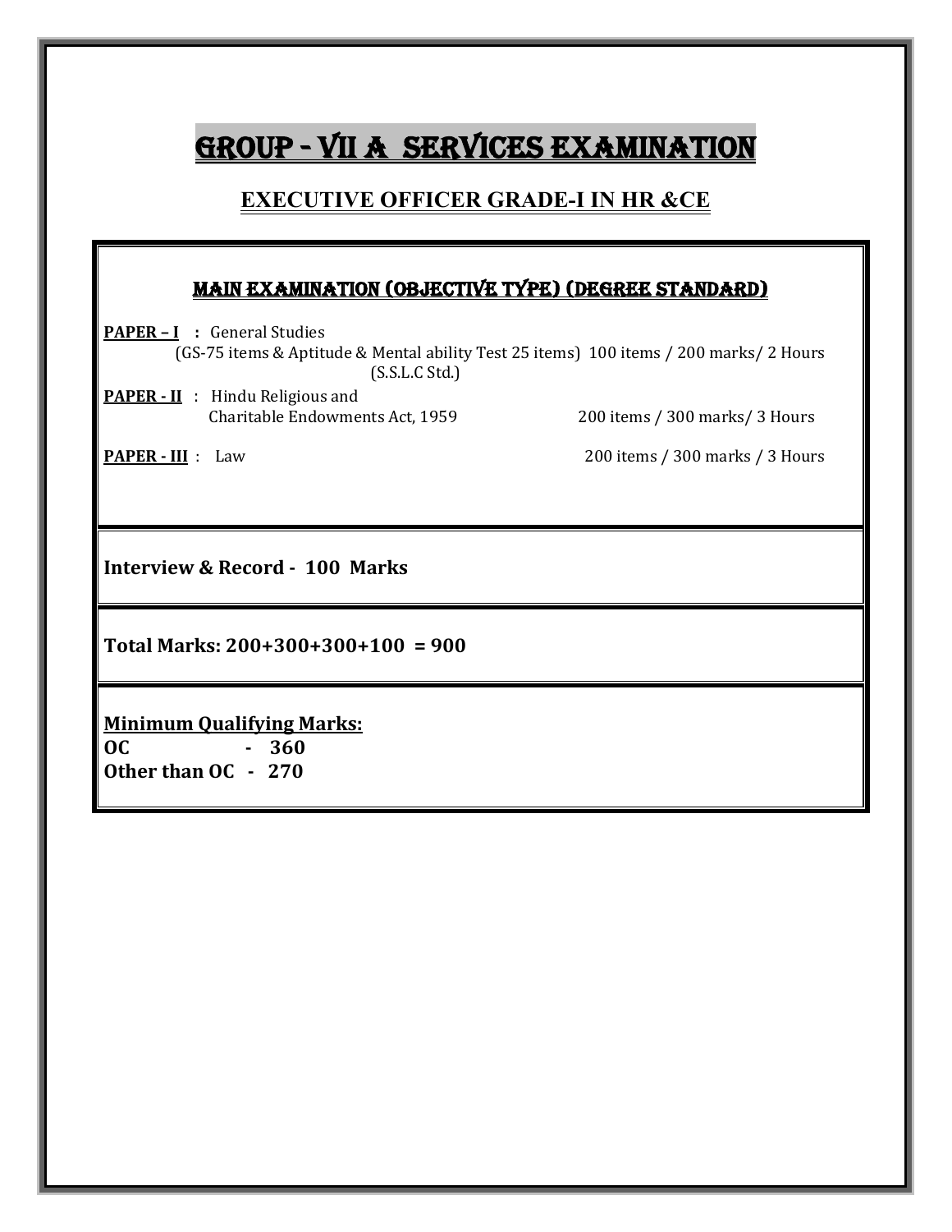# GROUP - VII A SERVICES EXAMINATION

## EXECUTIVE OFFICER GRADE-I IN HR &CE

### MAIN EXAMINATION (OBJECTIVE TYPE) (DEGREE STANDARD)

**PAPER – I** : General Studies
(GS-75 items & Aptitude & Mental ability Test 25 items) 100 items / 200 marks/ 2 Hours
(S.S.L.C Std.)

**PAPER - II** : Hindu Religious and
Charitable Endowments Act, 1959 200 items / 300 marks/ 3 Hours

**PAPER - III** : Law 200 items / 300 marks / 3 Hours

**Interview & Record - 100 Marks**

**Total Marks: 200+300+300+100 = 900**

**Minimum Qualifying Marks:**
**OC - 360**
**Other than OC - 270**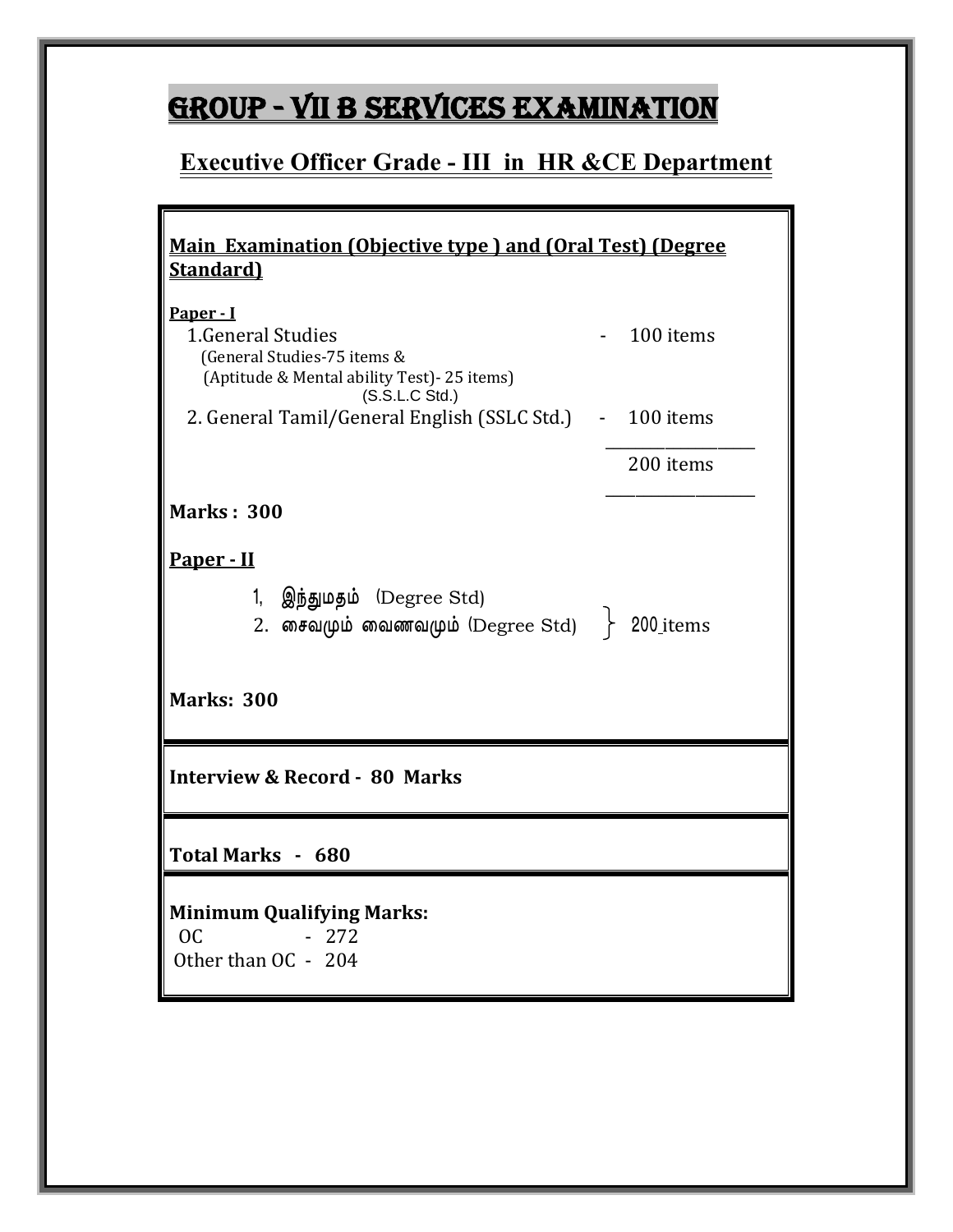# GROUP - VII B SERVICES EXAMINATION

## Executive Officer Grade - III in HR &CE Department

**Main Examination (Objective type ) and (Oral Test) (Degree Standard)**

**Paper - I**

1. General Studies - 100 items
   (General Studies-75 items &
   (Aptitude & Mental ability Test)- 25 items)
   (S.S.L.C Std.)
2. General Tamil/General English (SSLC Std.) - 100 items

200 items

**Marks : 300**

**Paper - II**

1. இந்துமதம் (Degree Std)
2. சைவமும் வைணவமும் (Degree Std)

} 200 items

**Marks: 300**

**Interview & Record - 80 Marks**

**Total Marks - 680**

**Minimum Qualifying Marks:**

OC - 272
Other than OC - 204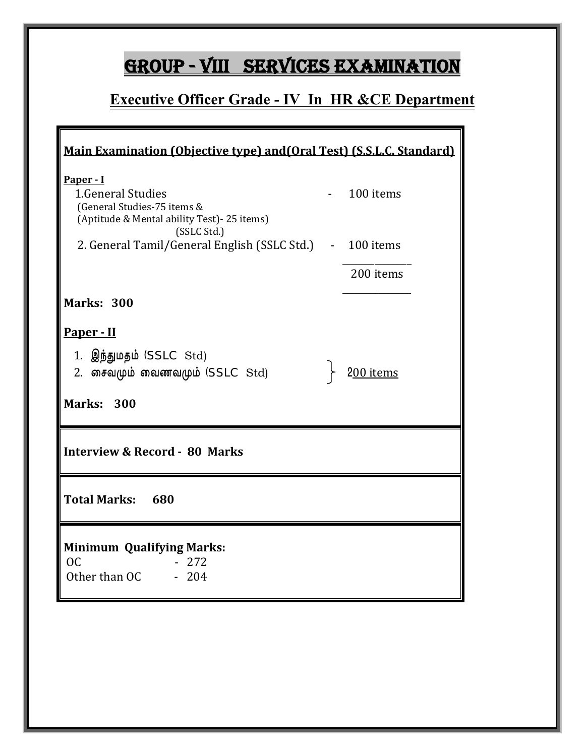# GROUP - VIII SERVICES EXAMINATION

## Executive Officer Grade - IV In HR &CE Department

**Main Examination (Objective type) and(Oral Test) (S.S.L.C. Standard)**

**Paper - I**

1. General Studies - 100 items
   (General Studies-75 items &
   (Aptitude & Mental ability Test)- 25 items)
   (SSLC Std.)
2. General Tamil/General English (SSLC Std.) - 100 items

200 items

**Marks: 300**

**Paper - II**

1. இந்துமதம் (SSLC Std)
2. சைவமும் வைணவமும் (SSLC Std)

} 200 items

**Marks: 300**

**Interview & Record - 80 Marks**

**Total Marks: 680**

**Minimum Qualifying Marks:**

OC - 272
Other than OC - 204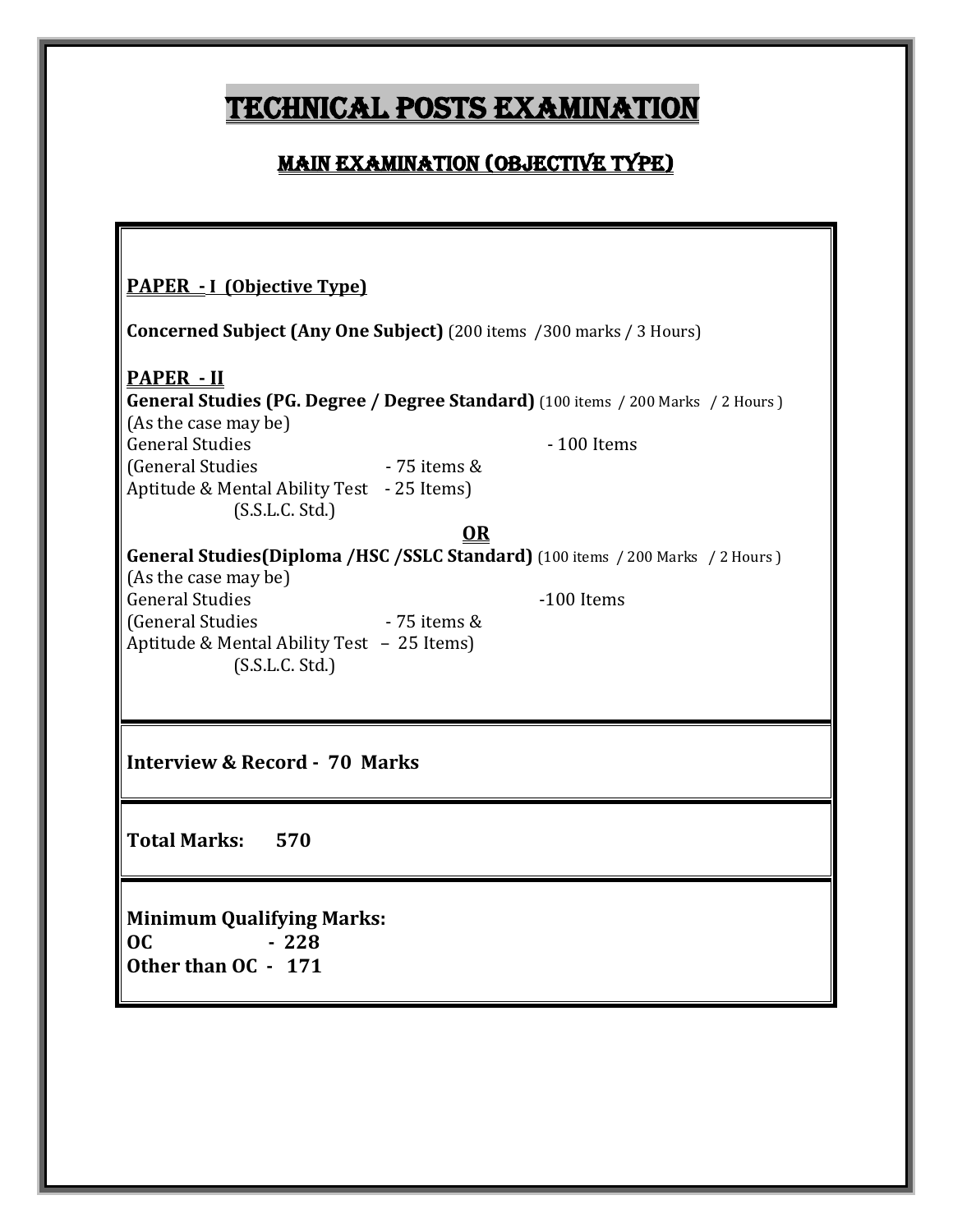# TECHNICAL POSTS EXAMINATION

## MAIN EXAMINATION (OBJECTIVE TYPE)

**PAPER - I (Objective Type)**

**Concerned Subject (Any One Subject)** (200 items /300 marks / 3 Hours)

**PAPER - II**

**General Studies (PG. Degree / Degree Standard)** (100 items / 200 Marks / 2 Hours )
(As the case may be)
General Studies - 100 Items
(General Studies - 75 items &
Aptitude & Mental Ability Test - 25 Items)
(S.S.L.C. Std.)

**OR**

**General Studies(Diploma /HSC /SSLC Standard)** (100 items / 200 Marks / 2 Hours )
(As the case may be)
General Studies -100 Items
(General Studies - 75 items &
Aptitude & Mental Ability Test – 25 Items)
(S.S.L.C. Std.)

**Interview & Record - 70 Marks**

**Total Marks: 570**

**Minimum Qualifying Marks:**
**OC - 228**
**Other than OC - 171**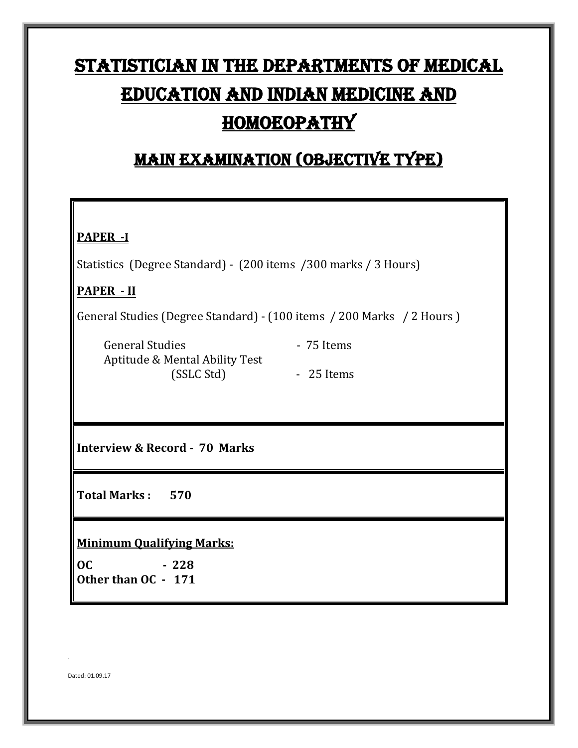# STATISTICIAN IN THE DEPARTMENTS OF MEDICAL EDUCATION AND INDIAN MEDICINE AND HOMOEOPATHY

## MAIN EXAMINATION (OBJECTIVE TYPE)

**PAPER -I**

Statistics (Degree Standard) - (200 items /300 marks / 3 Hours)

**PAPER - II**

General Studies (Degree Standard) - (100 items / 200 Marks / 2 Hours )

General Studies - 75 Items
Aptitude & Mental Ability Test (SSLC Std) - 25 Items

**Interview & Record - 70 Marks**

**Total Marks : 570**

**Minimum Qualifying Marks:**

**OC - 228**
**Other than OC - 171**

.

Dated: 01.09.17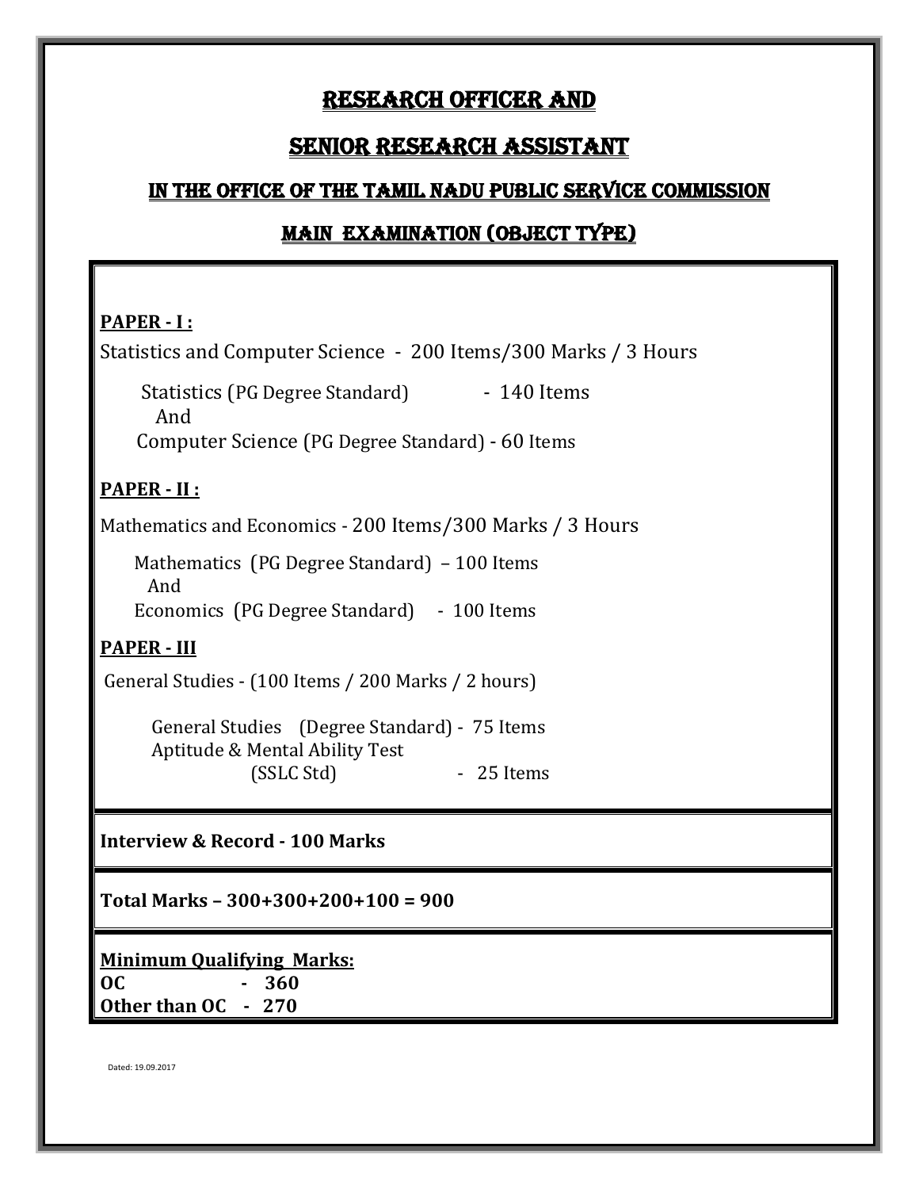# RESEARCH OFFICER AND

# SENIOR RESEARCH ASSISTANT

## IN THE OFFICE OF THE TAMIL NADU PUBLIC SERVICE COMMISSION

## MAIN EXAMINATION (OBJECT TYPE)

**PAPER - I :**

Statistics and Computer Science - 200 Items/300 Marks / 3 Hours

Statistics (PG Degree Standard) - 140 Items
And
Computer Science (PG Degree Standard) - 60 Items

**PAPER - II :**

Mathematics and Economics - 200 Items/300 Marks / 3 Hours

Mathematics (PG Degree Standard) – 100 Items
And
Economics (PG Degree Standard) - 100 Items

**PAPER - III**

General Studies - (100 Items / 200 Marks / 2 hours)

General Studies (Degree Standard) - 75 Items
Aptitude & Mental Ability Test (SSLC Std) - 25 Items

**Interview & Record - 100 Marks**

**Total Marks – 300+300+200+100 = 900**

**Minimum Qualifying Marks:**
**OC - 360**
**Other than OC - 270**

Dated: 19.09.2017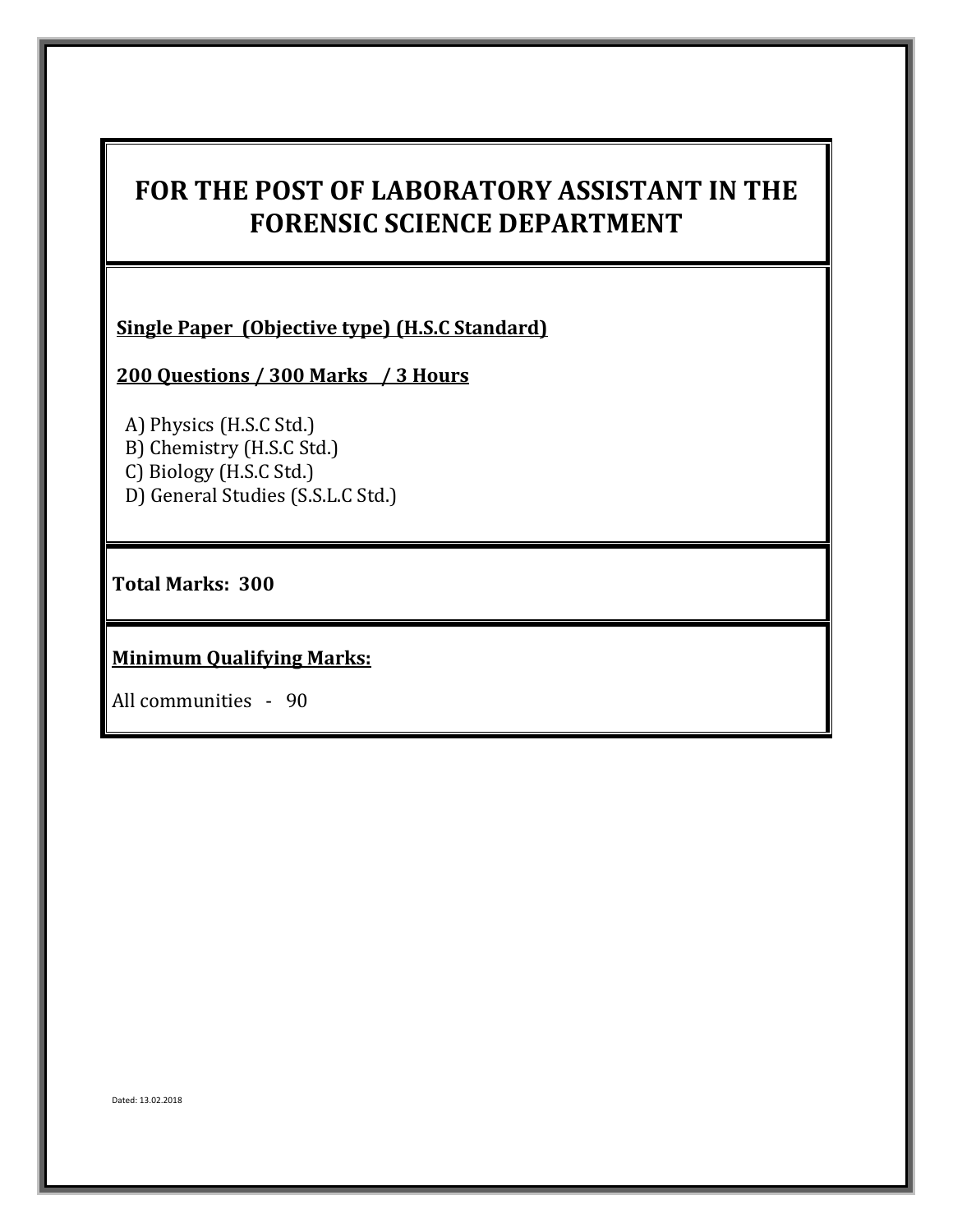# FOR THE POST OF LABORATORY ASSISTANT IN THE FORENSIC SCIENCE DEPARTMENT

**Single Paper (Objective type) (H.S.C Standard)**

**200 Questions / 300 Marks / 3 Hours**

A) Physics (H.S.C Std.)
B) Chemistry (H.S.C Std.)
C) Biology (H.S.C Std.)
D) General Studies (S.S.L.C Std.)

**Total Marks: 300**

**Minimum Qualifying Marks:**

All communities - 90

Dated: 13.02.2018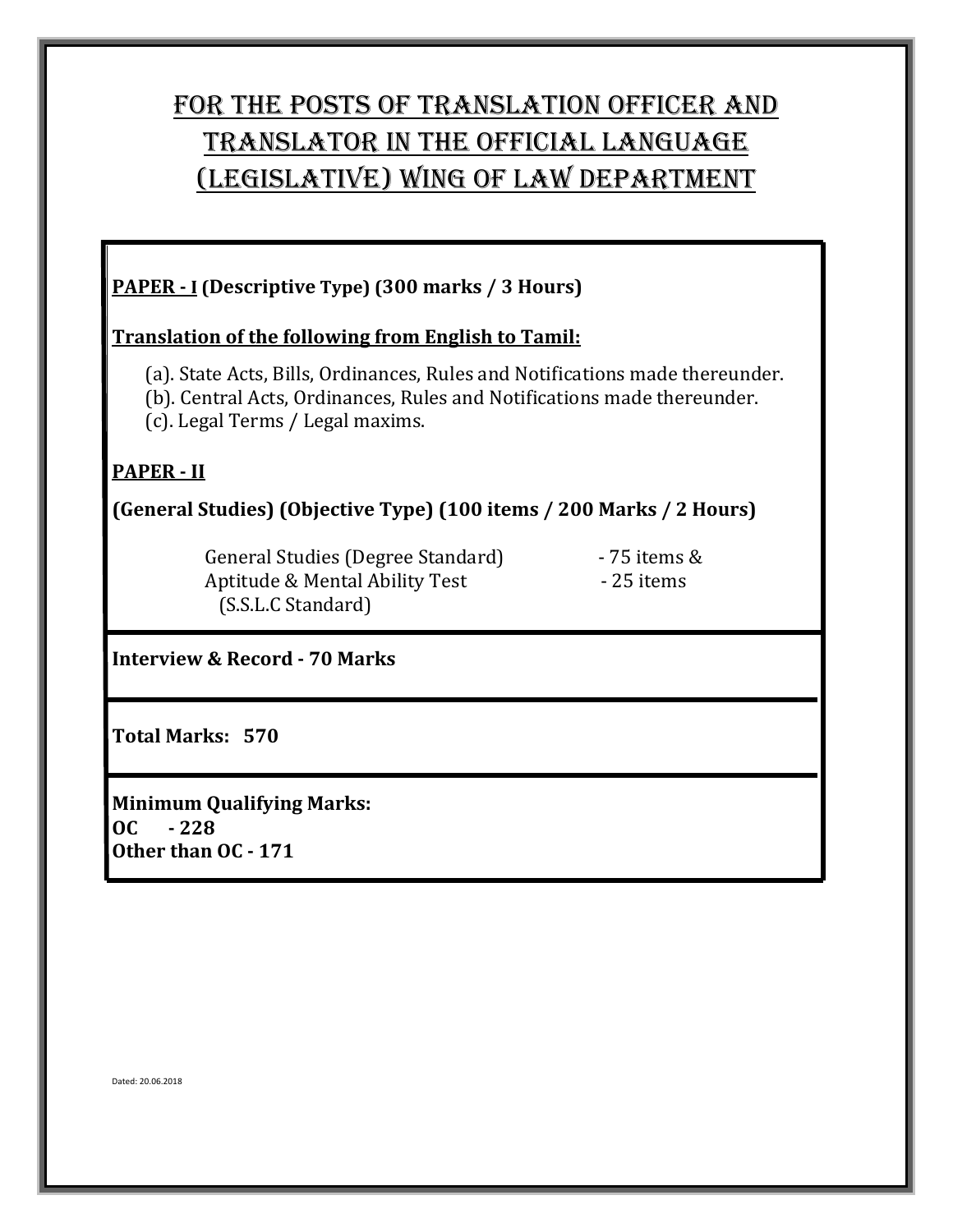# FOR THE POSTS OF TRANSLATION OFFICER AND TRANSLATOR IN THE OFFICIAL LANGUAGE (LEGISLATIVE) WING OF LAW DEPARTMENT

**PAPER - I (Descriptive Type) (300 marks / 3 Hours)**

**Translation of the following from English to Tamil:**

(a). State Acts, Bills, Ordinances, Rules and Notifications made thereunder.
(b). Central Acts, Ordinances, Rules and Notifications made thereunder.
(c). Legal Terms / Legal maxims.

**PAPER - II**

**(General Studies) (Objective Type) (100 items / 200 Marks / 2 Hours)**

| | |
|---|---|
| General Studies (Degree Standard) | - 75 items & |
| Aptitude & Mental Ability Test (S.S.L.C Standard) | - 25 items |

**Interview & Record - 70 Marks**

**Total Marks: 570**

**Minimum Qualifying Marks:**
**OC - 228**
**Other than OC - 171**

Dated: 20.06.2018